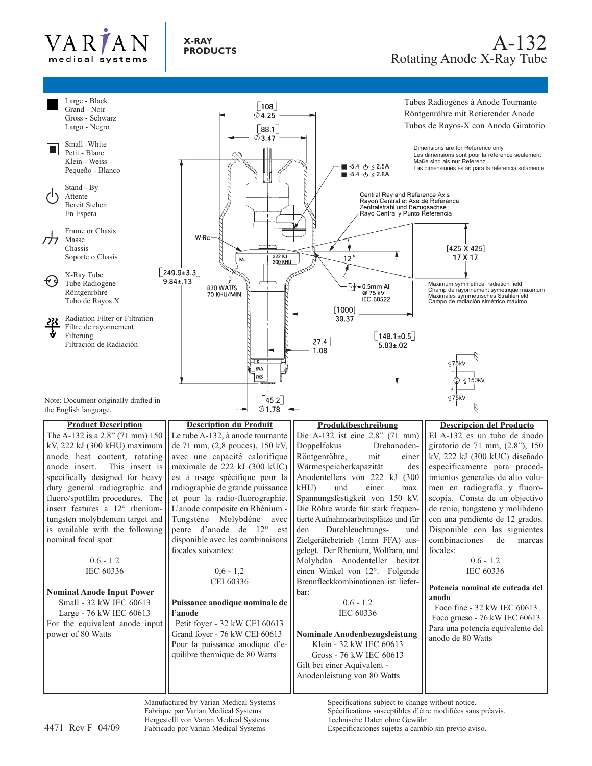# A-132

## Rotating Anode X-Ray Tube

VARIAN medical systems — X-RAY PRODUCTS

Tubes Radiogénes à Anode Tournante
Röntgenröhre mit Rotierender Anode
Tubos de Rayos-X con Ánodo Giratorio

Large - Black
Grand - Noir
Gross - Schwarz
Largo - Negro

Small -White
Petit - Blanc
Klein - Weiss
Pequeño - Blanco

Stand - By
Attente
Bereit Stehen
En Espera

Frame or Chasis
Masse
Chassis
Soporte o Chasis

X-Ray Tube
Tube Radiogène
Röntgenröhre
Tubo de Rayos X

Radiation Filter or Filtration
Filtre de rayonnement
Filterung
Filtración de Radiación

Dimensions are for Reference only
Les dimensions sont pour la référence seulement
Maße sind als nur Referenz
Las dimensiones están para la referencia solamente

[108] Ø4.25
[88.1] Ø3.47
-5.4 ≤ 2.5A
-5.4 ≤ 2.8A

Central Ray and Reference Axis
Rayon Central et Axe de Reference
Zentralstrahl und Bezugsachse
Rayo Central y Punto Referencia

W-Re
Mo
222 KJ 300 KHU
12°
[425 X 425] 17 X 17

[249.9±3.3] 9.84±.13
870 WATTS 70 KHU/MIN
0.5mm Al @ 75 kV IEC 60522

Maximum symmetrical radiation field
Champ de rayonnement symétrique maximum
Maximales symmetrisches Strahlenfeld
Campo de radiación simétrico máximo

[1000] 39.37
[148.1±0.5] 5.83±.02
[27.4] 1.08
≤75kV
≤150kV
≤75kV
[45.2] Ø1.78

Note: Document originally drafted in the English language.

### Product Description

The A-132 is a 2.8" (71 mm) 150 kV, 222 kJ (300 kHU) maximum anode heat content, rotating anode insert. This insert is specifically designed for heavy duty general radiographic and fluoro/spotfilm procedures. The insert features a 12° rhenium-tungsten molybdenum target and is available with the following nominal focal spot:

0.6 - 1.2
IEC 60336

**Nominal Anode Input Power**
Small - 32 kW IEC 60613
Large - 76 kW IEC 60613
For the equivalent anode input power of 80 Watts

### Description du Produit

Le tube A-132, à anode tournante de 71 mm, (2,8 pouces), 150 kV, avec une capacité calorifique maximale de 222 kJ (300 kUC) est à usage spécifique pour la radiographie de grande puissance et pour la radio-fluorographie. L'anode composite en Rhènium - Tungsténe Molybdéne avec pente d'anode de 12° est disponible avec les combinaisons focales suivantes:

0,6 - 1,2
CEI 60336

**Puissance anodique nominale de l'anode**
Petit foyer - 32 kW CEI 60613
Grand foyer - 76 kW CEI 60613
Pour la puissance anodique d'equilibre thermique de 80 Watts

### Produktbeschreibung

Die A-132 ist eine 2.8" (71 mm) Doppelfokus Drehanoden-Röntgenröhre, mit einer Wärmespeicherkapazität des Anodentellers von 222 kJ (300 kHU) und einer max. Spannungsfestigkeit von 150 kV. Die Röhre wurde für stark frequentierte Aufnahmearbeitsplätze und für den Durchleuchtungs- und Zielgerätebetrieb (1mm FFA) ausgelegt. Der Rhenium, Wolfram, und Molybdän Anodenteller besitzt einen Winkel von 12°. Folgende Brennfleckkombinationen ist lieferbar:

0.6 - 1.2
IEC 60336

**Nominale Anodenbezugsleistung**
Klein - 32 kW IEC 60613
Gross - 76 kW IEC 60613
Gilt bei einer Aquivalent - Anodenleistung von 80 Watts

### Descripcion del Producto

El A-132 es un tubo de ánodo giratorio de 71 mm, (2.8"), 150 kV, 222 kJ (300 kUC) diseñado especificamente para procedimientos generales de alto volumen en radiografía y fluoroscopía. Consta de un objectivo de renio, tungsteno y molibdeno con una pendiente de 12 grados. Disponible con las siguientes combinaciones de marcas focales:

0.6 - 1.2
IEC 60336

**Potencia nominal de entrada del anodo**
Foco fine - 32 kW IEC 60613
Foco grueso - 76 kW IEC 60613
Para una potencia equivalente del anodo de 80 Watts

4471 Rev F 04/09

Manufactured by Varian Medical Systems
Fabrique par Varian Medical Systems
Hergestellt von Varian Medical Systems
Fabricado por Varian Medical Systems

Specifications subject to change without notice.
Spécifications susceptibles d'être modifiées sans préavis.
Technische Daten ohne Gewähr.
Especificaciones sujetas a cambio sin previo aviso.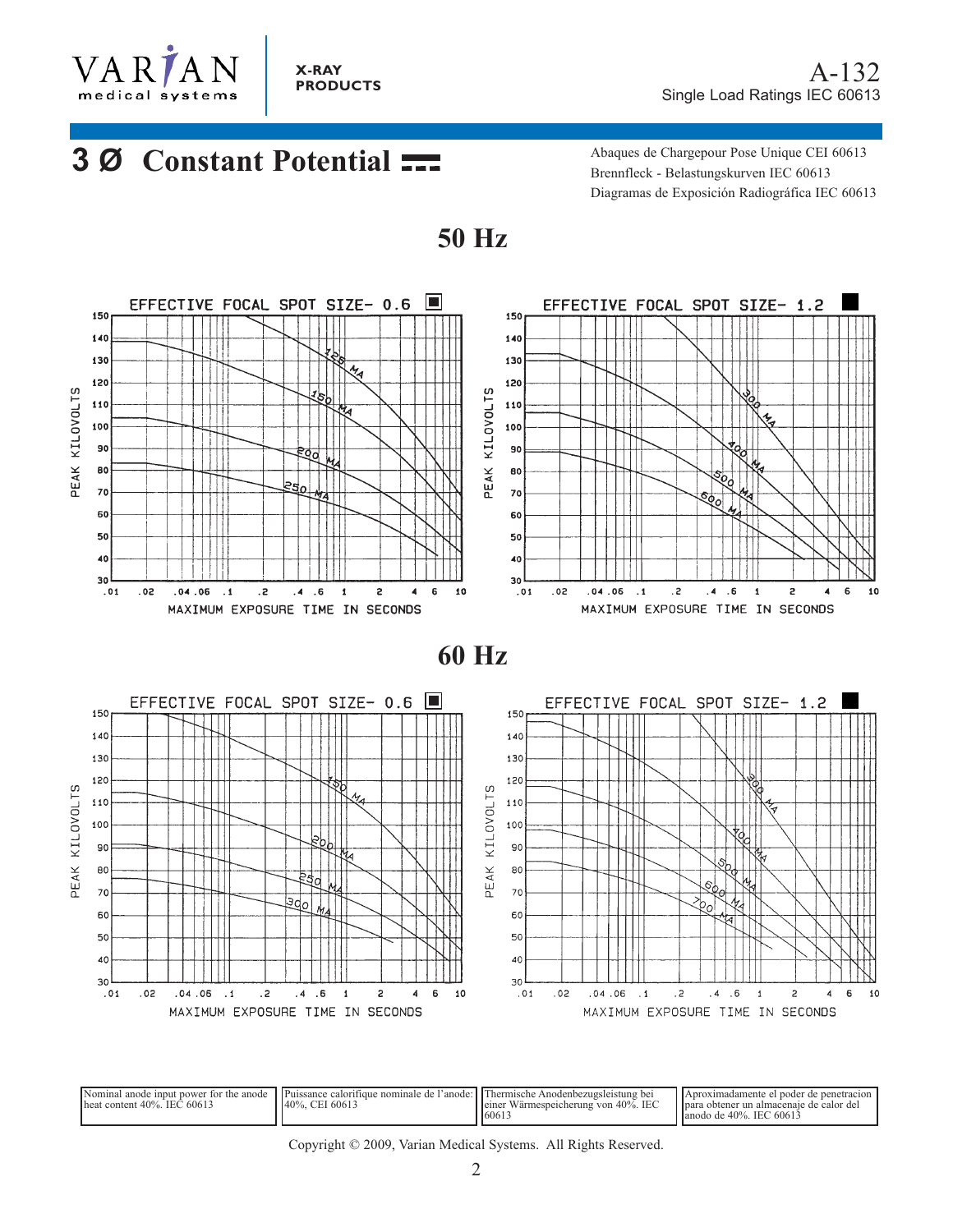# 3 Ø Constant Potential

Abaques de Chargepour Pose Unique CEI 60613
Brennfleck - Belastungskurven IEC 60613
Diagramas de Exposición Radiográfica IEC 60613

## 50 Hz

EFFECTIVE FOCAL SPOT SIZE- 0.6

PEAK KILOVOLTS: 30, 40, 50, 60, 70, 80, 90, 100, 110, 120, 130, 140, 150

Curves: 125 MA, 150 MA, 200 MA, 250 MA

MAXIMUM EXPOSURE TIME IN SECONDS: .01, .02, .04, .06, .1, .2, .4, .6, 1, 2, 4, 6, 10

EFFECTIVE FOCAL SPOT SIZE- 1.2

PEAK KILOVOLTS: 30, 40, 50, 60, 70, 80, 90, 100, 110, 120, 130, 140, 150

Curves: 300 MA, 400 MA, 500 MA, 600 MA

MAXIMUM EXPOSURE TIME IN SECONDS: .01, .02, .04, .06, .1, .2, .4, .6, 1, 2, 4, 6, 10

## 60 Hz

EFFECTIVE FOCAL SPOT SIZE- 0.6

PEAK KILOVOLTS: 30, 40, 50, 60, 70, 80, 90, 100, 110, 120, 130, 140, 150

Curves: 150 MA, 200 MA, 250 MA, 300 MA

MAXIMUM EXPOSURE TIME IN SECONDS: .01, .02, .04, .06, .1, .2, .4, .6, 1, 2, 4, 6, 10

EFFECTIVE FOCAL SPOT SIZE- 1.2

PEAK KILOVOLTS: 30, 40, 50, 60, 70, 80, 90, 100, 110, 120, 130, 140, 150

Curves: 300 MA, 400 MA, 500 MA, 600 MA, 700 MA

MAXIMUM EXPOSURE TIME IN SECONDS: .01, .02, .04, .06, .1, .2, .4, .6, 1, 2, 4, 6, 10

| Nominal anode input power for the anode heat content 40%. IEC 60613 | Puissance calorifique nominale de l'anode: 40%, CEI 60613 | Thermische Anodenbezugsleistung bei einer Wärmespeicherung von 40%. IEC 60613 | Aproximadamente el poder de penetracion para obtener un almacenaje de calor del anodo de 40%. IEC 60613 |
|---|---|---|---|

Copyright © 2009, Varian Medical Systems. All Rights Reserved.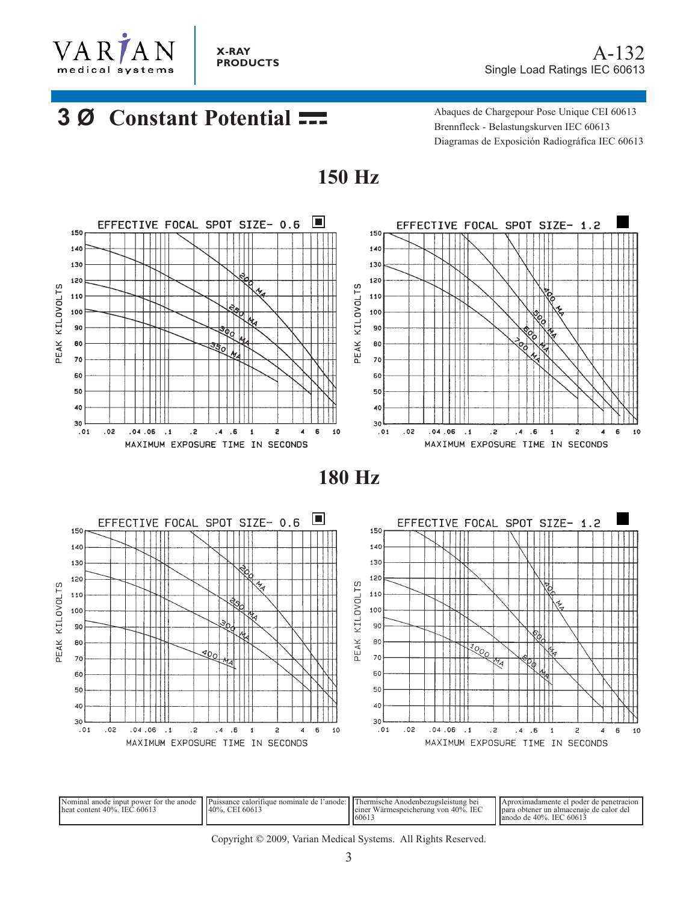## 3 Ø Constant Potential ⎓

Abaques de Chargepour Pose Unique CEI 60613
Brennfleck - Belastungskurven IEC 60613
Diagramas de Exposición Radiográfica IEC 60613

### 150 Hz

EFFECTIVE FOCAL SPOT SIZE- 0.6

Curves: 200 MA, 250 MA, 300 MA, 350 MA

PEAK KILOVOLTS (30–150) vs. MAXIMUM EXPOSURE TIME IN SECONDS (.01–10)

EFFECTIVE FOCAL SPOT SIZE- 1.2

Curves: 400 MA, 500 MA, 600 MA, 700 MA

PEAK KILOVOLTS (30–150) vs. MAXIMUM EXPOSURE TIME IN SECONDS (.01–10)

### 180 Hz

EFFECTIVE FOCAL SPOT SIZE- 0.6

Curves: 200 MA, 250 MA, 300 MA, 400 MA

PEAK KILOVOLTS (30–150) vs. MAXIMUM EXPOSURE TIME IN SECONDS (.01–10)

EFFECTIVE FOCAL SPOT SIZE- 1.2

Curves: 400 MA, 600 MA, 800 MA, 1000 MA

PEAK KILOVOLTS (30–150) vs. MAXIMUM EXPOSURE TIME IN SECONDS (.01–10)

| Nominal anode input power for the anode heat content 40%. IEC 60613 | Puissance calorifique nominale de l'anode: 40%, CEI 60613 | Thermische Anodenbezugsleistung bei einer Wärmespeicherung von 40%. IEC 60613 | Aproximadamente el poder de penetracion para obtener un almacenaje de calor del anodo de 40%. IEC 60613 |
|---|---|---|---|

Copyright © 2009, Varian Medical Systems. All Rights Reserved.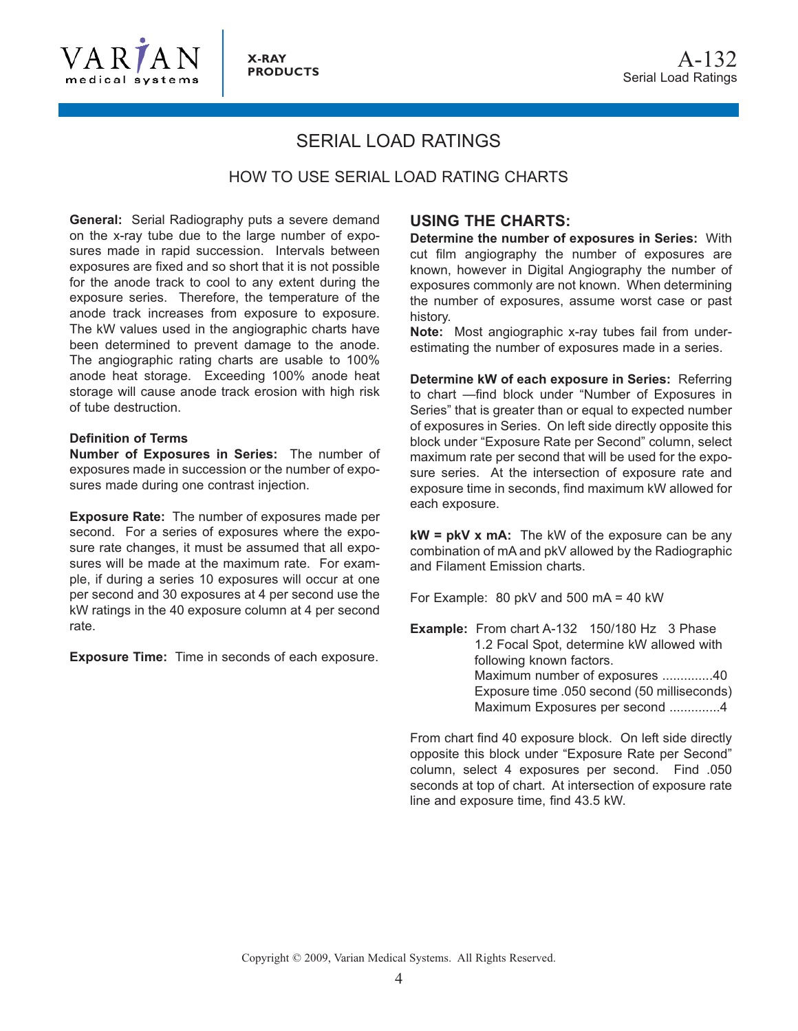# SERIAL LOAD RATINGS

## HOW TO USE SERIAL LOAD RATING CHARTS

**General:** Serial Radiography puts a severe demand on the x-ray tube due to the large number of exposures made in rapid succession. Intervals between exposures are fixed and so short that it is not possible for the anode track to cool to any extent during the exposure series. Therefore, the temperature of the anode track increases from exposure to exposure. The kW values used in the angiographic charts have been determined to prevent damage to the anode. The angiographic rating charts are usable to 100% anode heat storage. Exceeding 100% anode heat storage will cause anode track erosion with high risk of tube destruction.

**Definition of Terms**

**Number of Exposures in Series:** The number of exposures made in succession or the number of exposures made during one contrast injection.

**Exposure Rate:** The number of exposures made per second. For a series of exposures where the exposure rate changes, it must be assumed that all exposures will be made at the maximum rate. For example, if during a series 10 exposures will occur at one per second and 30 exposures at 4 per second use the kW ratings in the 40 exposure column at 4 per second rate.

**Exposure Time:** Time in seconds of each exposure.

### USING THE CHARTS:

**Determine the number of exposures in Series:** With cut film angiography the number of exposures are known, however in Digital Angiography the number of exposures commonly are not known. When determining the number of exposures, assume worst case or past history.

**Note:** Most angiographic x-ray tubes fail from underestimating the number of exposures made in a series.

**Determine kW of each exposure in Series:** Referring to chart —find block under "Number of Exposures in Series" that is greater than or equal to expected number of exposures in Series. On left side directly opposite this block under "Exposure Rate per Second" column, select maximum rate per second that will be used for the exposure series. At the intersection of exposure rate and exposure time in seconds, find maximum kW allowed for each exposure.

**kW = pkV x mA:** The kW of the exposure can be any combination of mA and pkV allowed by the Radiographic and Filament Emission charts.

For Example: 80 pkV and 500 mA = 40 kW

**Example:** From chart A-132 150/180 Hz 3 Phase 1.2 Focal Spot, determine kW allowed with following known factors.
Maximum number of exposures ..............40
Exposure time .050 second (50 milliseconds)
Maximum Exposures per second ..............4

From chart find 40 exposure block. On left side directly opposite this block under "Exposure Rate per Second" column, select 4 exposures per second. Find .050 seconds at top of chart. At intersection of exposure rate line and exposure time, find 43.5 kW.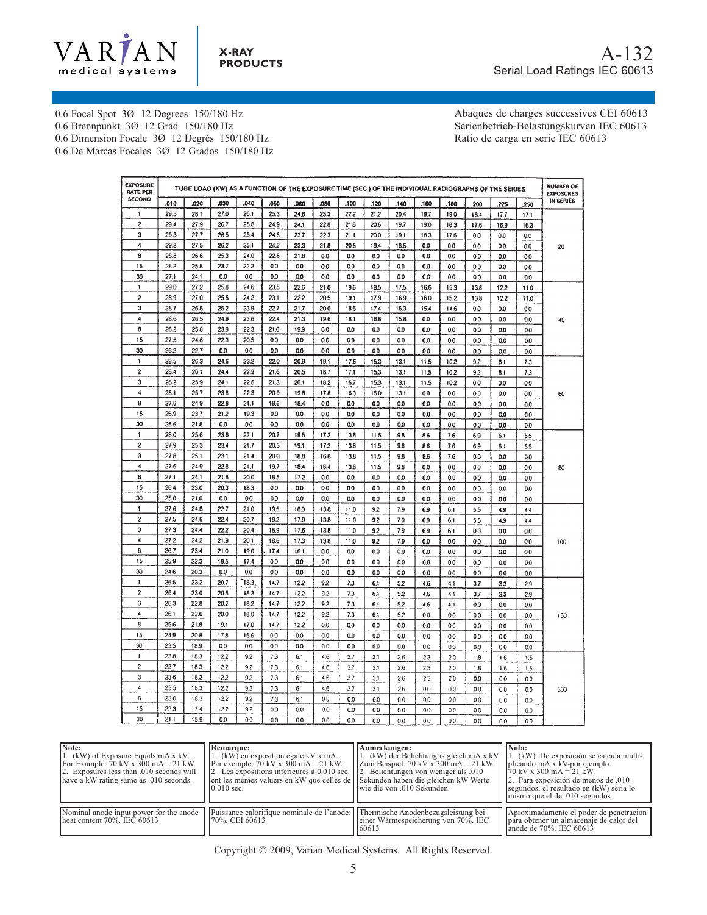# A-132

Serial Load Ratings IEC 60613

0.6 Focal Spot 3Ø 12 Degrees 150/180 Hz
0.6 Brennpunkt 3Ø 12 Grad 150/180 Hz
0.6 Dimension Focale 3Ø 12 Degrés 150/180 Hz
0.6 De Marcas Focales 3Ø 12 Grados 150/180 Hz

Abaques de charges successives CEI 60613
Serienbetrieb-Belastungskurven IEC 60613
Ratio de carga en serie IEC 60613

| EXPOSURE RATE PER SECOND | TUBE LOAD (KW) AS A FUNCTION OF THE EXPOSURE TIME (SEC.) OF THE INDIVIDUAL RADIOGRAPHS OF THE SERIES | | | | | | | | | | | | | | | NUMBER OF EXPOSURES IN SERIES |
|---|---|---|---|---|---|---|---|---|---|---|---|---|---|---|---|---|
| | .010 | .020 | .030 | .040 | .050 | .060 | .080 | .100 | .120 | .140 | .160 | .180 | .200 | .225 | .250 | |
| 1 | 29.5 | 28.1 | 27.0 | 26.1 | 25.3 | 24.6 | 23.3 | 22.2 | 21.2 | 20.4 | 19.7 | 19.0 | 18.4 | 17.7 | 17.1 | 20 |
| 2 | 29.4 | 27.9 | 26.7 | 25.8 | 24.9 | 24.1 | 22.8 | 21.6 | 20.6 | 19.7 | 19.0 | 18.3 | 17.6 | 16.9 | 16.3 | |
| 3 | 29.3 | 27.7 | 26.5 | 25.4 | 24.5 | 23.7 | 22.3 | 21.1 | 20.0 | 19.1 | 18.3 | 17.6 | 0.0 | 0.0 | 0.0 | |
| 4 | 29.2 | 27.5 | 26.2 | 25.1 | 24.2 | 23.3 | 21.8 | 20.5 | 19.4 | 18.5 | 0.0 | 0.0 | 0.0 | 0.0 | 0.0 | |
| 8 | 28.8 | 26.8 | 25.3 | 24.0 | 22.8 | 21.8 | 0.0 | 0.0 | 0.0 | 0.0 | 0.0 | 0.0 | 0.0 | 0.0 | 0.0 | |
| 15 | 28.2 | 25.8 | 23.7 | 22.2 | 0.0 | 0.0 | 0.0 | 0.0 | 0.0 | 0.0 | 0.0 | 0.0 | 0.0 | 0.0 | 0.0 | |
| 30 | 27.1 | 24.1 | 0.0 | 0.0 | 0.0 | 0.0 | 0.0 | 0.0 | 0.0 | 0.0 | 0.0 | 0.0 | 0.0 | 0.0 | 0.0 | |
| 1 | 29.0 | 27.2 | 25.8 | 24.6 | 23.5 | 22.6 | 21.0 | 19.6 | 18.5 | 17.5 | 16.6 | 15.3 | 13.8 | 12.2 | 11.0 | 40 |
| 2 | 28.9 | 27.0 | 25.5 | 24.2 | 23.1 | 22.2 | 20.5 | 19.1 | 17.9 | 16.9 | 16.0 | 15.2 | 13.8 | 12.2 | 11.0 | |
| 3 | 28.7 | 26.8 | 25.2 | 23.9 | 22.7 | 21.7 | 20.0 | 18.6 | 17.4 | 16.3 | 15.4 | 14.6 | 0.0 | 0.0 | 0.0 | |
| 4 | 28.6 | 26.5 | 24.9 | 23.6 | 22.4 | 21.3 | 19.6 | 18.1 | 16.8 | 15.8 | 0.0 | 0.0 | 0.0 | 0.0 | 0.0 | |
| 8 | 28.2 | 25.8 | 23.9 | 22.3 | 21.0 | 19.9 | 0.0 | 0.0 | 0.0 | 0.0 | 0.0 | 0.0 | 0.0 | 0.0 | 0.0 | |
| 15 | 27.5 | 24.6 | 22.3 | 20.5 | 0.0 | 0.0 | 0.0 | 0.0 | 0.0 | 0.0 | 0.0 | 0.0 | 0.0 | 0.0 | 0.0 | |
| 30 | 26.2 | 22.7 | 0.0 | 0.0 | 0.0 | 0.0 | 0.0 | 0.0 | 0.0 | 0.0 | 0.0 | 0.0 | 0.0 | 0.0 | 0.0 | |
| 1 | 28.5 | 26.3 | 24.6 | 23.2 | 22.0 | 20.9 | 19.1 | 17.6 | 15.3 | 13.1 | 11.5 | 10.2 | 9.2 | 8.1 | 7.3 | 60 |
| 2 | 28.4 | 26.1 | 24.4 | 22.9 | 21.6 | 20.5 | 18.7 | 17.1 | 15.3 | 13.1 | 11.5 | 10.2 | 9.2 | 8.1 | 7.3 | |
| 3 | 28.2 | 25.9 | 24.1 | 22.6 | 21.3 | 20.1 | 18.2 | 16.7 | 15.3 | 13.1 | 11.5 | 10.2 | 0.0 | 0.0 | 0.0 | |
| 4 | 28.1 | 25.7 | 23.8 | 22.3 | 20.9 | 19.8 | 17.8 | 16.3 | 15.0 | 13.1 | 0.0 | 0.0 | 0.0 | 0.0 | 0.0 | |
| 8 | 27.6 | 24.9 | 22.8 | 21.1 | 19.6 | 18.4 | 0.0 | 0.0 | 0.0 | 0.0 | 0.0 | 0.0 | 0.0 | 0.0 | 0.0 | |
| 15 | 26.9 | 23.7 | 21.2 | 19.3 | 0.0 | 0.0 | 0.0 | 0.0 | 0.0 | 0.0 | 0.0 | 0.0 | 0.0 | 0.0 | 0.0 | |
| 30 | 25.6 | 21.8 | 0.0 | 0.0 | 0.0 | 0.0 | 0.0 | 0.0 | 0.0 | 0.0 | 0.0 | 0.0 | 0.0 | 0.0 | 0.0 | |
| 1 | 28.0 | 25.6 | 23.6 | 22.1 | 20.7 | 19.5 | 17.2 | 13.8 | 11.5 | 9.8 | 8.6 | 7.6 | 6.9 | 6.1 | 5.5 | 80 |
| 2 | 27.9 | 25.3 | 23.4 | 21.7 | 20.3 | 19.1 | 17.2 | 13.8 | 11.5 | 9.8 | 8.6 | 7.6 | 6.9 | 6.1 | 5.5 | |
| 3 | 27.8 | 25.1 | 23.1 | 21.4 | 20.0 | 18.8 | 16.8 | 13.8 | 11.5 | 9.8 | 8.6 | 7.6 | 0.0 | 0.0 | 0.0 | |
| 4 | 27.6 | 24.9 | 22.8 | 21.1 | 19.7 | 18.4 | 16.4 | 13.8 | 11.5 | 9.8 | 0.0 | 0.0 | 0.0 | 0.0 | 0.0 | |
| 8 | 27.1 | 24.1 | 21.8 | 20.0 | 18.5 | 17.2 | 0.0 | 0.0 | 0.0 | 0.0 | 0.0 | 0.0 | 0.0 | 0.0 | 0.0 | |
| 15 | 26.4 | 23.0 | 20.3 | 18.3 | 0.0 | 0.0 | 0.0 | 0.0 | 0.0 | 0.0 | 0.0 | 0.0 | 0.0 | 0.0 | 0.0 | |
| 30 | 25.0 | 21.0 | 0.0 | 0.0 | 0.0 | 0.0 | 0.0 | 0.0 | 0.0 | 0.0 | 0.0 | 0.0 | 0.0 | 0.0 | 0.0 | |
| 1 | 27.6 | 24.8 | 22.7 | 21.0 | 19.5 | 18.3 | 13.8 | 11.0 | 9.2 | 7.9 | 6.9 | 6.1 | 5.5 | 4.9 | 4.4 | 100 |
| 2 | 27.5 | 24.6 | 22.4 | 20.7 | 19.2 | 17.9 | 13.8 | 11.0 | 9.2 | 7.9 | 6.9 | 6.1 | 5.5 | 4.9 | 4.4 | |
| 3 | 27.3 | 24.4 | 22.2 | 20.4 | 18.9 | 17.6 | 13.8 | 11.0 | 9.2 | 7.9 | 6.9 | 6.1 | 0.0 | 0.0 | 0.0 | |
| 4 | 27.2 | 24.2 | 21.9 | 20.1 | 18.6 | 17.3 | 13.8 | 11.0 | 9.2 | 7.9 | 0.0 | 0.0 | 0.0 | 0.0 | 0.0 | |
| 8 | 26.7 | 23.4 | 21.0 | 19.0 | 17.4 | 16.1 | 0.0 | 0.0 | 0.0 | 0.0 | 0.0 | 0.0 | 0.0 | 0.0 | 0.0 | |
| 15 | 25.9 | 22.3 | 19.5 | 17.4 | 0.0 | 0.0 | 0.0 | 0.0 | 0.0 | 0.0 | 0.0 | 0.0 | 0.0 | 0.0 | 0.0 | |
| 30 | 24.6 | 20.3 | 0.0 | 0.0 | 0.0 | 0.0 | 0.0 | 0.0 | 0.0 | 0.0 | 0.0 | 0.0 | 0.0 | 0.0 | 0.0 | |
| 1 | 26.5 | 23.2 | 20.7 | 18.3 | 14.7 | 12.2 | 9.2 | 7.3 | 6.1 | 5.2 | 4.6 | 4.1 | 3.7 | 3.3 | 2.9 | 150 |
| 2 | 26.4 | 23.0 | 20.5 | 18.3 | 14.7 | 12.2 | 9.2 | 7.3 | 6.1 | 5.2 | 4.6 | 4.1 | 3.7 | 3.3 | 2.9 | |
| 3 | 26.3 | 22.8 | 20.2 | 18.2 | 14.7 | 12.2 | 9.2 | 7.3 | 6.1 | 5.2 | 4.6 | 4.1 | 0.0 | 0.0 | 0.0 | |
| 4 | 26.1 | 22.6 | 20.0 | 18.0 | 14.7 | 12.2 | 9.2 | 7.3 | 6.1 | 5.2 | 0.0 | 0.0 | 0.0 | 0.0 | 0.0 | |
| 8 | 25.6 | 21.8 | 19.1 | 17.0 | 14.7 | 12.2 | 0.0 | 0.0 | 0.0 | 0.0 | 0.0 | 0.0 | 0.0 | 0.0 | 0.0 | |
| 15 | 24.9 | 20.8 | 17.8 | 15.6 | 0.0 | 0.0 | 0.0 | 0.0 | 0.0 | 0.0 | 0.0 | 0.0 | 0.0 | 0.0 | 0.0 | |
| 30 | 23.5 | 18.9 | 0.0 | 0.0 | 0.0 | 0.0 | 0.0 | 0.0 | 0.0 | 0.0 | 0.0 | 0.0 | 0.0 | 0.0 | 0.0 | |
| 1 | 23.8 | 18.3 | 12.2 | 9.2 | 7.3 | 6.1 | 4.6 | 3.7 | 3.1 | 2.6 | 2.3 | 2.0 | 1.8 | 1.6 | 1.5 | 300 |
| 2 | 23.7 | 18.3 | 12.2 | 9.2 | 7.3 | 6.1 | 4.6 | 3.7 | 3.1 | 2.6 | 2.3 | 2.0 | 1.8 | 1.6 | 1.5 | |
| 3 | 23.6 | 18.3 | 12.2 | 9.2 | 7.3 | 6.1 | 4.6 | 3.7 | 3.1 | 2.6 | 2.3 | 2.0 | 0.0 | 0.0 | 0.0 | |
| 4 | 23.5 | 18.3 | 12.2 | 9.2 | 7.3 | 6.1 | 4.6 | 3.7 | 3.1 | 2.6 | 0.0 | 0.0 | 0.0 | 0.0 | 0.0 | |
| 8 | 23.0 | 18.3 | 12.2 | 9.2 | 7.3 | 6.1 | 0.0 | 0.0 | 0.0 | 0.0 | 0.0 | 0.0 | 0.0 | 0.0 | 0.0 | |
| 15 | 22.3 | 17.4 | 12.2 | 9.2 | 0.0 | 0.0 | 0.0 | 0.0 | 0.0 | 0.0 | 0.0 | 0.0 | 0.0 | 0.0 | 0.0 | |
| 30 | 21.1 | 15.9 | 0.0 | 0.0 | 0.0 | 0.0 | 0.0 | 0.0 | 0.0 | 0.0 | 0.0 | 0.0 | 0.0 | 0.0 | 0.0 | |

| Note: | Remarque: | Anmerkungen: | Nota: |
|---|---|---|---|
| 1. (kW) of Exposure Equals mA x kV. For Example: 70 kV x 300 mA = 21 kW. 2. Exposures less than .010 seconds will have a kW rating same as .010 seconds. | 1. (kW) en exposition égale kV x mA. Par exemple: 70 kV x 300 mA = 21 kW. 2. Les expositions inférieures à 0.010 sec. ent les mémes valuers en kW que celles de 0.010 sec. | 1. (kW) der Belichtung ist gleich mA x kV Zum Beispiel: 70 kV x 300 mA = 21 kW. 2. Belichtungen von weniger als .010 Sekunden haben die gleichen kW Werte wie die von .010 Sekunden. | 1. (kW) De exposición se calcula multiplicando mA x kV-por ejemplo: 70 kV x 300 mA = 21 kW. 2. Para exposición de menos de .010 segundos, el resultado en (kW) seria lo mismo que el de .010 segundos. |
| Nominal anode input power for the anode heat content 70%. IEC 60613 | Puissance calorifique nominale de l'anode: 70%, CEI 60613 | Thermische Anodenbezugsleistung bei einer Wärmespeicherung von 70%. IEC 60613 | Aproximadamente el poder de penetracion para obtener un almacenaje de calor del anode de 70%. IEC 60613 |

Copyright © 2009, Varian Medical Systems. All Rights Reserved.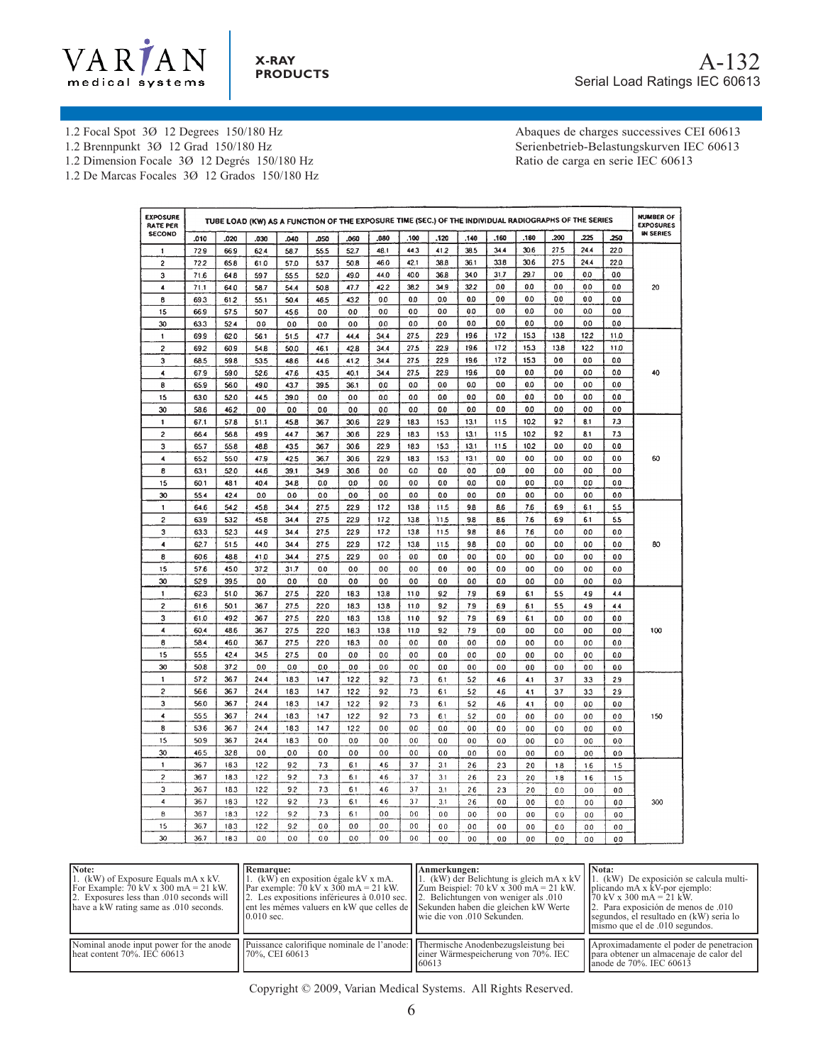# A-132

Serial Load Ratings IEC 60613

1.2 Focal Spot 3Ø 12 Degrees 150/180 Hz
1.2 Brennpunkt 3Ø 12 Grad 150/180 Hz
1.2 Dimension Focale 3Ø 12 Degrés 150/180 Hz
1.2 De Marcas Focales 3Ø 12 Grados 150/180 Hz

Abaques de charges successives CEI 60613
Serienbetrieb-Belastungskurven IEC 60613
Ratio de carga en serie IEC 60613

| EXPOSURE RATE PER SECOND | TUBE LOAD (KW) AS A FUNCTION OF THE EXPOSURE TIME (SEC.) OF THE INDIVIDUAL RADIOGRAPHS OF THE SERIES | | | | | | | | | | | | | | | NUMBER OF EXPOSURES IN SERIES |
|---|---|---|---|---|---|---|---|---|---|---|---|---|---|---|---|---|
| | .010 | .020 | .030 | .040 | .050 | .060 | .080 | .100 | .120 | .140 | .160 | .180 | .200 | .225 | .250 | |
| 1 | 72.9 | 66.9 | 62.4 | 58.7 | 55.5 | 52.7 | 48.1 | 44.3 | 41.2 | 38.5 | 34.4 | 30.6 | 27.5 | 24.4 | 22.0 | 20 |
| 2 | 72.2 | 65.8 | 61.0 | 57.0 | 53.7 | 50.8 | 46.0 | 42.1 | 38.8 | 36.1 | 33.8 | 30.6 | 27.5 | 24.4 | 22.0 | |
| 3 | 71.6 | 64.8 | 59.7 | 55.5 | 52.0 | 49.0 | 44.0 | 40.0 | 36.8 | 34.0 | 31.7 | 29.7 | 0.0 | 0.0 | 0.0 | |
| 4 | 71.1 | 64.0 | 58.7 | 54.4 | 50.8 | 47.7 | 42.2 | 38.2 | 34.9 | 32.2 | 0.0 | 0.0 | 0.0 | 0.0 | 0.0 | |
| 8 | 69.3 | 61.2 | 55.1 | 50.4 | 46.5 | 43.2 | 0.0 | 0.0 | 0.0 | 0.0 | 0.0 | 0.0 | 0.0 | 0.0 | 0.0 | |
| 15 | 66.9 | 57.5 | 50.7 | 45.6 | 0.0 | 0.0 | 0.0 | 0.0 | 0.0 | 0.0 | 0.0 | 0.0 | 0.0 | 0.0 | 0.0 | |
| 30 | 63.3 | 52.4 | 0.0 | 0.0 | 0.0 | 0.0 | 0.0 | 0.0 | 0.0 | 0.0 | 0.0 | 0.0 | 0.0 | 0.0 | 0.0 | |
| 1 | 69.9 | 62.0 | 56.1 | 51.5 | 47.7 | 44.4 | 34.4 | 27.5 | 22.9 | 19.6 | 17.2 | 15.3 | 13.8 | 12.2 | 11.0 | 40 |
| 2 | 69.2 | 60.9 | 54.8 | 50.0 | 46.1 | 42.8 | 34.4 | 27.5 | 22.9 | 19.6 | 17.2 | 15.3 | 13.8 | 12.2 | 11.0 | |
| 3 | 68.5 | 59.8 | 53.5 | 48.6 | 44.6 | 41.2 | 34.4 | 27.5 | 22.9 | 19.6 | 17.2 | 15.3 | 0.0 | 0.0 | 0.0 | |
| 4 | 67.9 | 59.0 | 52.6 | 47.6 | 43.5 | 40.1 | 34.4 | 27.5 | 22.9 | 19.6 | 0.0 | 0.0 | 0.0 | 0.0 | 0.0 | |
| 8 | 65.9 | 56.0 | 49.0 | 43.7 | 39.5 | 36.1 | 0.0 | 0.0 | 0.0 | 0.0 | 0.0 | 0.0 | 0.0 | 0.0 | 0.0 | |
| 15 | 63.0 | 52.0 | 44.5 | 39.0 | 0.0 | 0.0 | 0.0 | 0.0 | 0.0 | 0.0 | 0.0 | 0.0 | 0.0 | 0.0 | 0.0 | |
| 30 | 58.6 | 46.2 | 0.0 | 0.0 | 0.0 | 0.0 | 0.0 | 0.0 | 0.0 | 0.0 | 0.0 | 0.0 | 0.0 | 0.0 | 0.0 | |
| 1 | 67.1 | 57.8 | 51.1 | 45.8 | 36.7 | 30.6 | 22.9 | 18.3 | 15.3 | 13.1 | 11.5 | 10.2 | 9.2 | 8.1 | 7.3 | 60 |
| 2 | 66.4 | 56.8 | 49.9 | 44.7 | 36.7 | 30.6 | 22.9 | 18.3 | 15.3 | 13.1 | 11.5 | 10.2 | 9.2 | 8.1 | 7.3 | |
| 3 | 65.7 | 55.8 | 48.8 | 43.5 | 36.7 | 30.6 | 22.9 | 18.3 | 15.3 | 13.1 | 11.5 | 10.2 | 0.0 | 0.0 | 0.0 | |
| 4 | 65.2 | 55.0 | 47.9 | 42.5 | 36.7 | 30.6 | 22.9 | 18.3 | 15.3 | 13.1 | 0.0 | 0.0 | 0.0 | 0.0 | 0.0 | |
| 8 | 63.1 | 52.0 | 44.6 | 39.1 | 34.9 | 30.6 | 0.0 | 0.0 | 0.0 | 0.0 | 0.0 | 0.0 | 0.0 | 0.0 | 0.0 | |
| 15 | 60.1 | 48.1 | 40.4 | 34.8 | 0.0 | 0.0 | 0.0 | 0.0 | 0.0 | 0.0 | 0.0 | 0.0 | 0.0 | 0.0 | 0.0 | |
| 30 | 55.4 | 42.4 | 0.0 | 0.0 | 0.0 | 0.0 | 0.0 | 0.0 | 0.0 | 0.0 | 0.0 | 0.0 | 0.0 | 0.0 | 0.0 | |
| 1 | 64.6 | 54.2 | 45.8 | 34.4 | 27.5 | 22.9 | 17.2 | 13.8 | 11.5 | 9.8 | 8.6 | 7.6 | 6.9 | 6.1 | 5.5 | 80 |
| 2 | 63.9 | 53.2 | 45.8 | 34.4 | 27.5 | 22.9 | 17.2 | 13.8 | 11.5 | 9.8 | 8.6 | 7.6 | 6.9 | 6.1 | 5.5 | |
| 3 | 63.3 | 52.3 | 44.9 | 34.4 | 27.5 | 22.9 | 17.2 | 13.8 | 11.5 | 9.8 | 8.6 | 7.6 | 0.0 | 0.0 | 0.0 | |
| 4 | 62.7 | 51.5 | 44.0 | 34.4 | 27.5 | 22.9 | 17.2 | 13.8 | 11.5 | 9.8 | 0.0 | 0.0 | 0.0 | 0.0 | 0.0 | |
| 8 | 60.6 | 48.8 | 41.0 | 34.4 | 27.5 | 22.9 | 0.0 | 0.0 | 0.0 | 0.0 | 0.0 | 0.0 | 0.0 | 0.0 | 0.0 | |
| 15 | 57.6 | 45.0 | 37.2 | 31.7 | 0.0 | 0.0 | 0.0 | 0.0 | 0.0 | 0.0 | 0.0 | 0.0 | 0.0 | 0.0 | 0.0 | |
| 30 | 52.9 | 39.5 | 0.0 | 0.0 | 0.0 | 0.0 | 0.0 | 0.0 | 0.0 | 0.0 | 0.0 | 0.0 | 0.0 | 0.0 | 0.0 | |
| 1 | 62.3 | 51.0 | 36.7 | 27.5 | 22.0 | 18.3 | 13.8 | 11.0 | 9.2 | 7.9 | 6.9 | 6.1 | 5.5 | 4.9 | 4.4 | 100 |
| 2 | 61.6 | 50.1 | 36.7 | 27.5 | 22.0 | 18.3 | 13.8 | 11.0 | 9.2 | 7.9 | 6.9 | 6.1 | 5.5 | 4.9 | 4.4 | |
| 3 | 61.0 | 49.2 | 36.7 | 27.5 | 22.0 | 18.3 | 13.8 | 11.0 | 9.2 | 7.9 | 6.9 | 6.1 | 0.0 | 0.0 | 0.0 | |
| 4 | 60.4 | 48.6 | 36.7 | 27.5 | 22.0 | 18.3 | 13.8 | 11.0 | 9.2 | 7.9 | 0.0 | 0.0 | 0.0 | 0.0 | 0.0 | |
| 8 | 58.4 | 46.0 | 36.7 | 27.5 | 22.0 | 18.3 | 0.0 | 0.0 | 0.0 | 0.0 | 0.0 | 0.0 | 0.0 | 0.0 | 0.0 | |
| 15 | 55.5 | 42.4 | 34.5 | 27.5 | 0.0 | 0.0 | 0.0 | 0.0 | 0.0 | 0.0 | 0.0 | 0.0 | 0.0 | 0.0 | 0.0 | |
| 30 | 50.8 | 37.2 | 0.0 | 0.0 | 0.0 | 0.0 | 0.0 | 0.0 | 0.0 | 0.0 | 0.0 | 0.0 | 0.0 | 0.0 | 0.0 | |
| 1 | 57.2 | 36.7 | 24.4 | 18.3 | 14.7 | 12.2 | 9.2 | 7.3 | 6.1 | 5.2 | 4.6 | 4.1 | 3.7 | 3.3 | 2.9 | 150 |
| 2 | 56.6 | 36.7 | 24.4 | 18.3 | 14.7 | 12.2 | 9.2 | 7.3 | 6.1 | 5.2 | 4.6 | 4.1 | 3.7 | 3.3 | 2.9 | |
| 3 | 56.0 | 36.7 | 24.4 | 18.3 | 14.7 | 12.2 | 9.2 | 7.3 | 6.1 | 5.2 | 4.6 | 4.1 | 0.0 | 0.0 | 0.0 | |
| 4 | 55.5 | 36.7 | 24.4 | 18.3 | 14.7 | 12.2 | 9.2 | 7.3 | 6.1 | 5.2 | 0.0 | 0.0 | 0.0 | 0.0 | 0.0 | |
| 8 | 53.6 | 36.7 | 24.4 | 18.3 | 14.7 | 12.2 | 0.0 | 0.0 | 0.0 | 0.0 | 0.0 | 0.0 | 0.0 | 0.0 | 0.0 | |
| 15 | 50.9 | 36.7 | 24.4 | 18.3 | 0.0 | 0.0 | 0.0 | 0.0 | 0.0 | 0.0 | 0.0 | 0.0 | 0.0 | 0.0 | 0.0 | |
| 30 | 46.5 | 32.8 | 0.0 | 0.0 | 0.0 | 0.0 | 0.0 | 0.0 | 0.0 | 0.0 | 0.0 | 0.0 | 0.0 | 0.0 | 0.0 | |
| 1 | 36.7 | 18.3 | 12.2 | 9.2 | 7.3 | 6.1 | 4.6 | 3.7 | 3.1 | 2.6 | 2.3 | 2.0 | 1.8 | 1.6 | 1.5 | 300 |
| 2 | 36.7 | 18.3 | 12.2 | 9.2 | 7.3 | 6.1 | 4.6 | 3.7 | 3.1 | 2.6 | 2.3 | 2.0 | 1.8 | 1.6 | 1.5 | |
| 3 | 36.7 | 18.3 | 12.2 | 9.2 | 7.3 | 6.1 | 4.6 | 3.7 | 3.1 | 2.6 | 2.3 | 2.0 | 0.0 | 0.0 | 0.0 | |
| 4 | 36.7 | 18.3 | 12.2 | 9.2 | 7.3 | 6.1 | 4.6 | 3.7 | 3.1 | 2.6 | 0.0 | 0.0 | 0.0 | 0.0 | 0.0 | |
| 8 | 36.7 | 18.3 | 12.2 | 9.2 | 7.3 | 6.1 | 0.0 | 0.0 | 0.0 | 0.0 | 0.0 | 0.0 | 0.0 | 0.0 | 0.0 | |
| 15 | 36.7 | 18.3 | 12.2 | 9.2 | 0.0 | 0.0 | 0.0 | 0.0 | 0.0 | 0.0 | 0.0 | 0.0 | 0.0 | 0.0 | 0.0 | |
| 30 | 36.7 | 18.3 | 0.0 | 0.0 | 0.0 | 0.0 | 0.0 | 0.0 | 0.0 | 0.0 | 0.0 | 0.0 | 0.0 | 0.0 | 0.0 | |

| Note: | Remarque: | Anmerkungen: | Nota: |
|---|---|---|---|
| 1. (kW) of Exposure Equals mA x kV. For Example: 70 kV x 300 mA = 21 kW. 2. Exposures less than .010 seconds will have a kW rating same as .010 seconds. | 1. (kW) en exposition égale kV x mA. Par exemple: 70 kV x 300 mA = 21 kW. 2. Les expositions inférieures à 0.010 sec. ont les mémes valuers en kW que celles de 0.010 sec. | 1. (kW) der Belichtung is gleich mA x kV Zum Beispiel: 70 kV x 300 mA = 21 kW. 2. Belichtungen von weniger als .010 Sekunden haben die gleichen kW Werte wie die von .010 Sekunden. | 1. (kW) De exposición se calcula multiplicando mA x kV-por ejemplo: 70 kV x 300 mA = 21 kW. 2. Para exposición de menos de .010 segundos, el resultado en (kW) seria lo mismo que el de .010 segundos. |
| Nominal anode input power for the anode heat content 70%. IEC 60613 | Puissance calorifique nominale de l'anode: 70%, CEI 60613 | Thermische Anodenbezugsleistung bei einer Wärmespeicherung von 70%. IEC 60613 | Aproximadamente el poder de penetracion para obtener un almacenaje de calor del anode de 70%. IEC 60613 |

Copyright © 2009, Varian Medical Systems. All Rights Reserved.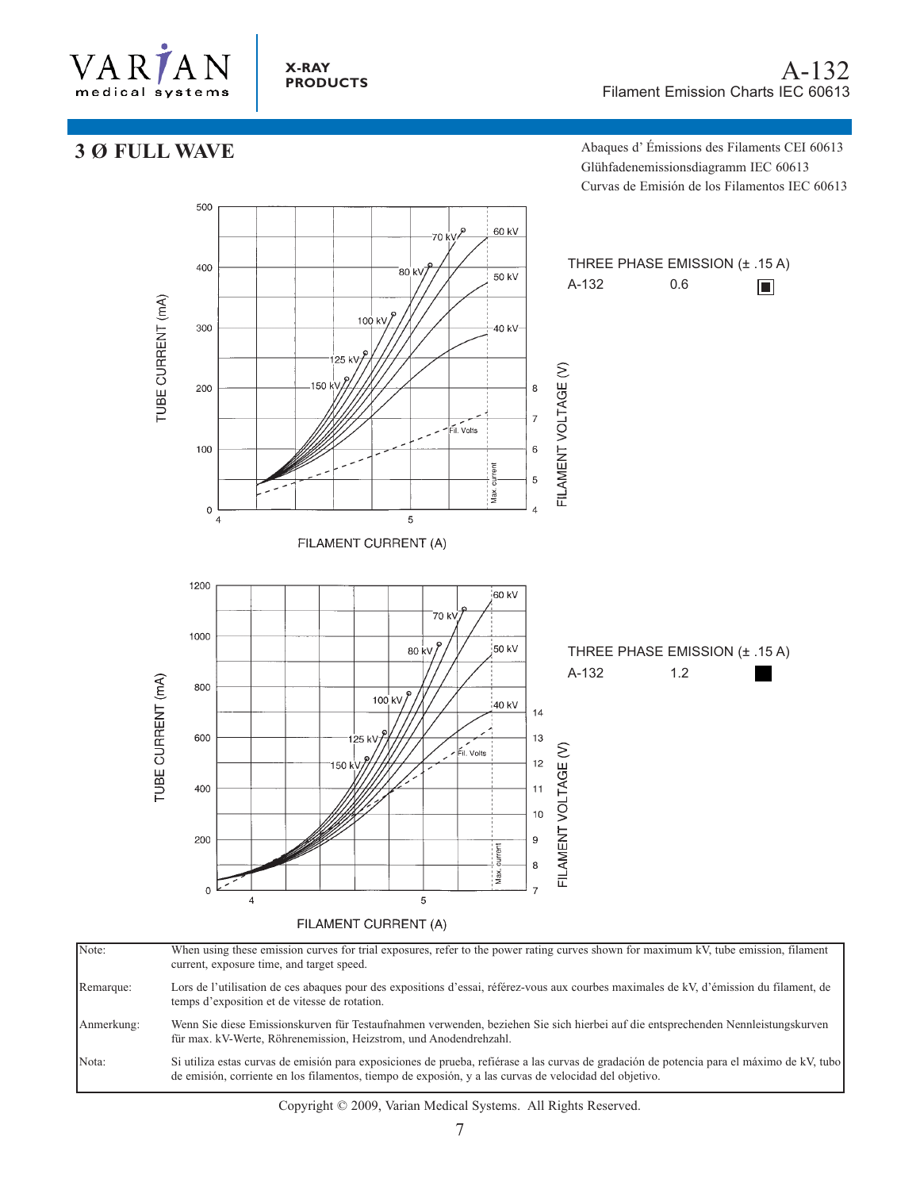# A-132

Filament Emission Charts IEC 60613

## 3 Ø FULL WAVE

Abaques d' Émissions des Filaments CEI 60613
Glühfadenemissionsdiagramm IEC 60613
Curvas de Emisión de los Filamentos IEC 60613

THREE PHASE EMISSION (± .15 A)

A-132 0.6

THREE PHASE EMISSION (± .15 A)

A-132 1.2

| | |
|---|---|
| Note: | When using these emission curves for trial exposures, refer to the power rating curves shown for maximum kV, tube emission, filament current, exposure time, and target speed. |
| Remarque: | Lors de l'utilisation de ces abaques pour des expositions d'essai, référez-vous aux courbes maximales de kV, d'émission du filament, de temps d'exposition et de vitesse de rotation. |
| Anmerkung: | Wenn Sie diese Emissionskurven für Testaufnahmen verwenden, beziehen Sie sich hierbei auf die entsprechenden Nennleistungskurven für max. kV-Werte, Röhrenemission, Heizstrom, und Anodendrehzahl. |
| Nota: | Si utiliza estas curvas de emisión para exposiciones de prueba, refiérase a las curvas de gradación de potencia para el máximo de kV, tubo de emisión, corriente en los filamentos, tiempo de exposición, y a las curvas de velocidad del objetivo. |

Copyright © 2009, Varian Medical Systems. All Rights Reserved.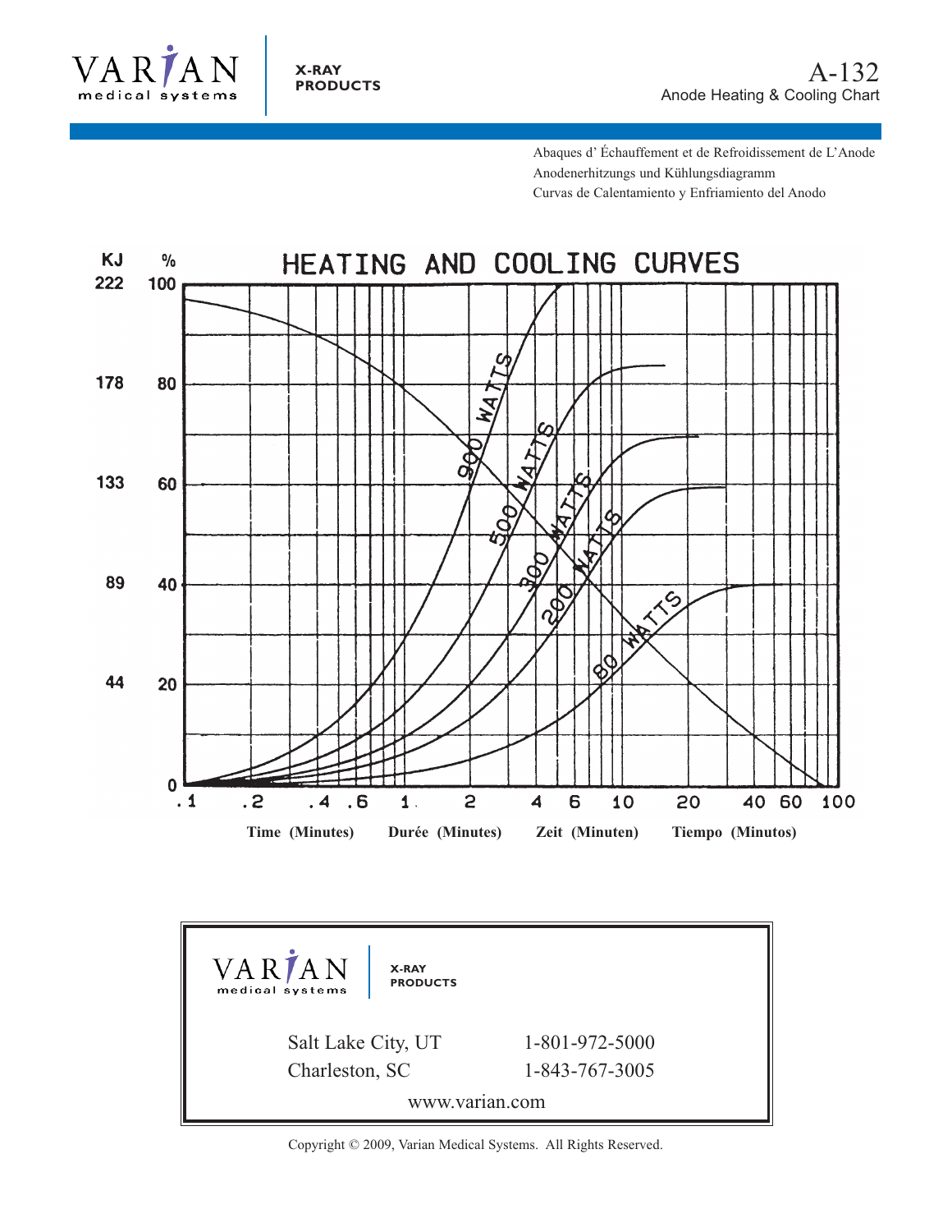# A-132

Anode Heating & Cooling Chart

Abaques d' Échauffement et de Refroidissement de L'Anode
Anodenerhitzungs und Kühlungsdiagramm
Curvas de Calentamiento y Enfriamiento del Anodo

## HEATING AND COOLING CURVES

KJ %
222 100
178 80
133 60
89 40
44 20
0

900 WATTS
500 WATTS
300 WATTS
200 WATTS
80 WATTS

.1 .2 .4 .6 1 2 4 6 10 20 40 60 100

Time (Minutes) Durée (Minutes) Zeit (Minuten) Tiempo (Minutos)

---

VARIAN medical systems — X-RAY PRODUCTS

Salt Lake City, UT 1-801-972-5000
Charleston, SC 1-843-767-3005

www.varian.com

Copyright © 2009, Varian Medical Systems. All Rights Reserved.